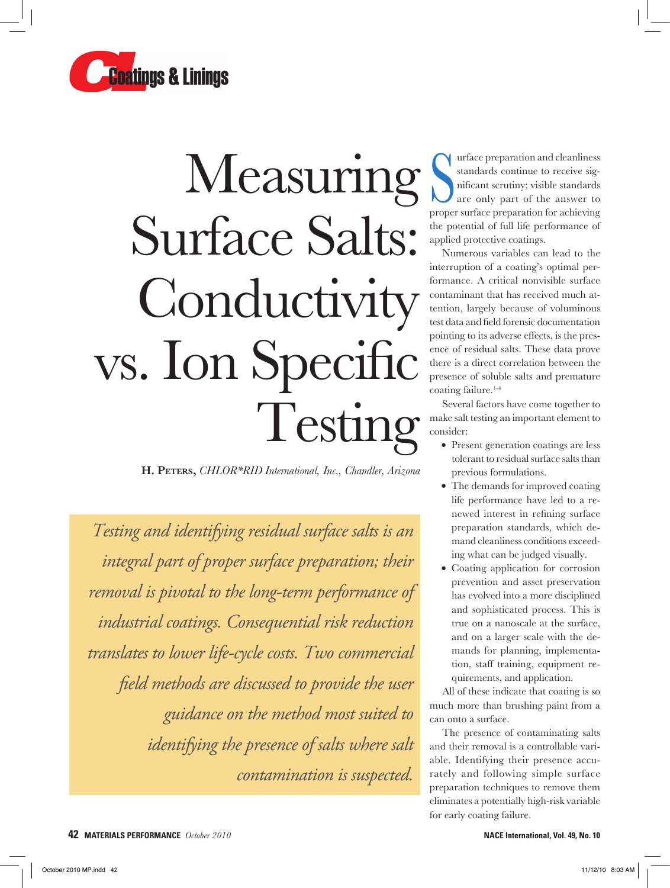# Measuring Surface Salts: Conductivity vs. Ion Specific Testing

**H. Peters,** *CHLOR\*RID International, Inc., Chandler, Arizona*

*Testing and identifying residual surface salts is an integral part of proper surface preparation; their removal is pivotal to the long-term performance of industrial coatings. Consequential risk reduction translates to lower life-cycle costs. Two commercial field methods are discussed to provide the user guidance on the method most suited to identifying the presence of salts where salt contamination is suspected.*

Surface preparation and cleanliness standards continue to receive significant scrutiny; visible standards are only part of the answer to proper surface preparation for achieving the potential of full life performance of applied protective coatings.

Numerous variables can lead to the interruption of a coating's optimal performance. A critical nonvisible surface contaminant that has received much attention, largely because of voluminous test data and field forensic documentation pointing to its adverse effects, is the presence of residual salts. These data prove there is a direct correlation between the presence of soluble salts and premature coating failure.[1-4]

Several factors have come together to make salt testing an important element to consider:

- Present generation coatings are less tolerant to residual surface salts than previous formulations.
- The demands for improved coating life performance have led to a renewed interest in refining surface preparation standards, which demand cleanliness conditions exceeding what can be judged visually.
- Coating application for corrosion prevention and asset preservation has evolved into a more disciplined and sophisticated process. This is true on a nanoscale at the surface, and on a larger scale with the demands for planning, implementation, staff training, equipment requirements, and application.

All of these indicate that coating is so much more than brushing paint from a can onto a surface.

The presence of contaminating salts and their removal is a controllable variable. Identifying their presence accurately and following simple surface preparation techniques to remove them eliminates a potentially high-risk variable for early coating failure.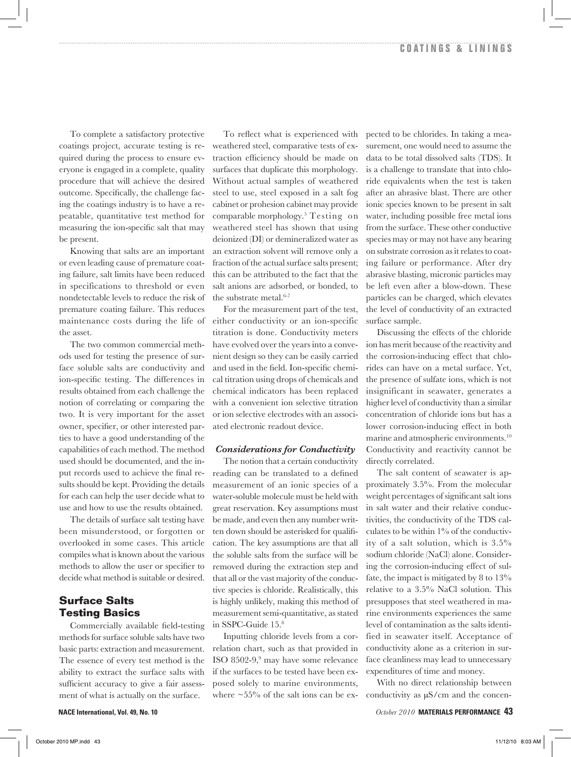To complete a satisfactory protective coatings project, accurate testing is required during the process to ensure everyone is engaged in a complete, quality procedure that will achieve the desired outcome. Specifically, the challenge facing the coatings industry is to have a repeatable, quantitative test method for measuring the ion-specific salt that may be present.

Knowing that salts are an important or even leading cause of premature coating failure, salt limits have been reduced in specifications to threshold or even nondetectable levels to reduce the risk of premature coating failure. This reduces maintenance costs during the life of the asset.

The two common commercial methods used for testing the presence of surface soluble salts are conductivity and ion-specific testing. The differences in results obtained from each challenge the notion of correlating or comparing the two. It is very important for the asset owner, specifier, or other interested parties to have a good understanding of the capabilities of each method. The method used should be documented, and the input records used to achieve the final results should be kept. Providing the details for each can help the user decide what to use and how to use the results obtained.

The details of surface salt testing have been misunderstood, or forgotten or overlooked in some cases. This article compiles what is known about the various methods to allow the user or specifier to decide what method is suitable or desired.

## Surface Salts Testing Basics

Commercially available field-testing methods for surface soluble salts have two basic parts: extraction and measurement. The essence of every test method is the ability to extract the surface salts with sufficient accuracy to give a fair assessment of what is actually on the surface.

To reflect what is experienced with weathered steel, comparative tests of extraction efficiency should be made on surfaces that duplicate this morphology. Without actual samples of weathered steel to use, steel exposed in a salt fog cabinet or prohesion cabinet may provide comparable morphology.[5] Testing on weathered steel has shown that using deionized (DI) or demineralized water as an extraction solvent will remove only a fraction of the actual surface salts present; this can be attributed to the fact that the salt anions are adsorbed, or bonded, to the substrate metal.[6-7]

For the measurement part of the test, either conductivity or an ion-specific titration is done. Conductivity meters have evolved over the years into a convenient design so they can be easily carried and used in the field. Ion-specific chemical titration using drops of chemicals and chemical indicators has been replaced with a convenient ion selective titration or ion selective electrodes with an associated electronic readout device.

### *Considerations for Conductivity*

The notion that a certain conductivity reading can be translated to a defined measurement of an ionic species of a water-soluble molecule must be held with great reservation. Key assumptions must be made, and even then any number written down should be asterisked for qualification. The key assumptions are that all the soluble salts from the surface will be removed during the extraction step and that all or the vast majority of the conductive species is chloride. Realistically, this is highly unlikely, making this method of measurement semi-quantitative, as stated in SSPC-Guide 15.[8]

Inputting chloride levels from a correlation chart, such as that provided in ISO 8502-9,[9] may have some relevance if the surfaces to be tested have been exposed solely to marine environments, where ~55% of the salt ions can be expected to be chlorides. In taking a measurement, one would need to assume the data to be total dissolved salts (TDS). It is a challenge to translate that into chloride equivalents when the test is taken after an abrasive blast. There are other ionic species known to be present in salt water, including possible free metal ions from the surface. These other conductive species may or may not have any bearing on substrate corrosion as it relates to coating failure or performance. After dry abrasive blasting, micronic particles may be left even after a blow-down. These particles can be charged, which elevates the level of conductivity of an extracted surface sample.

Discussing the effects of the chloride ion has merit because of the reactivity and the corrosion-inducing effect that chlorides can have on a metal surface. Yet, the presence of sulfate ions, which is not insignificant in seawater, generates a higher level of conductivity than a similar concentration of chloride ions but has a lower corrosion-inducing effect in both marine and atmospheric environments.[10] Conductivity and reactivity cannot be directly correlated.

The salt content of seawater is approximately 3.5%. From the molecular weight percentages of significant salt ions in salt water and their relative conductivities, the conductivity of the TDS calculates to be within 1% of the conductivity of a salt solution, which is 3.5% sodium chloride (NaCl) alone. Considering the corrosion-inducing effect of sulfate, the impact is mitigated by 8 to 13% relative to a 3.5% NaCl solution. This presupposes that steel weathered in marine environments experiences the same level of contamination as the salts identified in seawater itself. Acceptance of conductivity alone as a criterion in surface cleanliness may lead to unnecessary expenditures of time and money.

With no direct relationship between conductivity as μS/cm and the concen-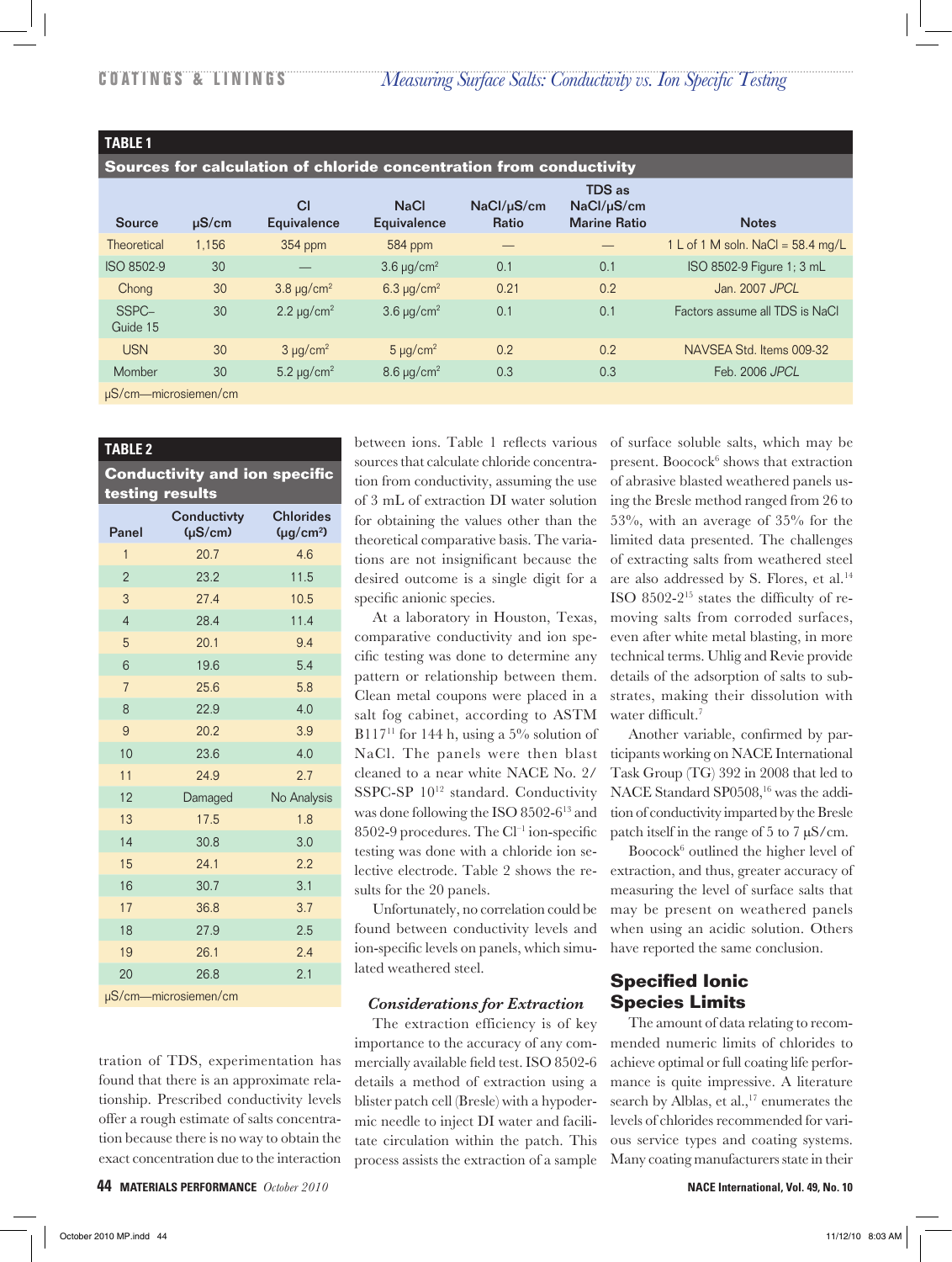**TABLE 1**

**Sources for calculation of chloride concentration from conductivity**

| Source | µS/cm | Cl Equivalence | NaCl Equivalence | NaCl/µS/cm Ratio | TDS as NaCl/µS/cm Marine Ratio | Notes |
|---|---|---|---|---|---|---|
| Theoretical | 1,156 | 354 ppm | 584 ppm | — | — | 1 L of 1 M soln. NaCl = 58.4 mg/L |
| ISO 8502-9 | 30 | — | 3.6 µg/cm² | 0.1 | 0.1 | ISO 8502-9 Figure 1; 3 mL |
| Chong | 30 | 3.8 µg/cm² | 6.3 µg/cm² | 0.21 | 0.2 | Jan. 2007 *JPCL* |
| SSPC–Guide 15 | 30 | 2.2 µg/cm² | 3.6 µg/cm² | 0.1 | 0.1 | Factors assume all TDS is NaCl |
| USN | 30 | 3 µg/cm² | 5 µg/cm² | 0.2 | 0.2 | NAVSEA Std. Items 009-32 |
| Momber | 30 | 5.2 µg/cm² | 8.6 µg/cm² | 0.3 | 0.3 | Feb. 2006 *JPCL* |

µS/cm—microsiemen/cm

**TABLE 2**

**Conductivity and ion specific testing results**

| Panel | Conductivty (µS/cm) | Chlorides (µg/cm²) |
|---|---|---|
| 1 | 20.7 | 4.6 |
| 2 | 23.2 | 11.5 |
| 3 | 27.4 | 10.5 |
| 4 | 28.4 | 11.4 |
| 5 | 20.1 | 9.4 |
| 6 | 19.6 | 5.4 |
| 7 | 25.6 | 5.8 |
| 8 | 22.9 | 4.0 |
| 9 | 20.2 | 3.9 |
| 10 | 23.6 | 4.0 |
| 11 | 24.9 | 2.7 |
| 12 | Damaged | No Analysis |
| 13 | 17.5 | 1.8 |
| 14 | 30.8 | 3.0 |
| 15 | 24.1 | 2.2 |
| 16 | 30.7 | 3.1 |
| 17 | 36.8 | 3.7 |
| 18 | 27.9 | 2.5 |
| 19 | 26.1 | 2.4 |
| 20 | 26.8 | 2.1 |

µS/cm—microsiemen/cm

tration of TDS, experimentation has found that there is an approximate relationship. Prescribed conductivity levels offer a rough estimate of salts concentration because there is no way to obtain the exact concentration due to the interaction between ions. Table 1 reflects various sources that calculate chloride concentration from conductivity, assuming the use of 3 mL of extraction DI water solution for obtaining the values other than the theoretical comparative basis. The variations are not insignificant because the desired outcome is a single digit for a specific anionic species.

At a laboratory in Houston, Texas, comparative conductivity and ion specific testing was done to determine any pattern or relationship between them. Clean metal coupons were placed in a salt fog cabinet, according to ASTM B117[11] for 144 h, using a 5% solution of NaCl. The panels were then blast cleaned to a near white NACE No. 2/SSPC-SP 10[12] standard. Conductivity was done following the ISO 8502-6[13] and 8502-9 procedures. The $Cl^{-1}$ ion-specific testing was done with a chloride ion selective electrode. Table 2 shows the results for the 20 panels.

Unfortunately, no correlation could be found between conductivity levels and ion-specific levels on panels, which simulated weathered steel.

### *Considerations for Extraction*

The extraction efficiency is of key importance to the accuracy of any commercially available field test. ISO 8502-6 details a method of extraction using a blister patch cell (Bresle) with a hypodermic needle to inject DI water and facilitate circulation within the patch. This process assists the extraction of a sample of surface soluble salts, which may be present. Boocock[6] shows that extraction of abrasive blasted weathered panels using the Bresle method ranged from 26 to 53%, with an average of 35% for the limited data presented. The challenges of extracting salts from weathered steel are also addressed by S. Flores, et al.[14] ISO 8502-2[15] states the difficulty of removing salts from corroded surfaces, even after white metal blasting, in more technical terms. Uhlig and Revie provide details of the adsorption of salts to substrates, making their dissolution with water difficult.[7]

Another variable, confirmed by participants working on NACE International Task Group (TG) 392 in 2008 that led to NACE Standard SP0508,[16] was the addition of conductivity imparted by the Bresle patch itself in the range of 5 to 7 µS/cm.

Boocock[6] outlined the higher level of extraction, and thus, greater accuracy of measuring the level of surface salts that may be present on weathered panels when using an acidic solution. Others have reported the same conclusion.

## Specified Ionic Species Limits

The amount of data relating to recommended numeric limits of chlorides to achieve optimal or full coating life performance is quite impressive. A literature search by Alblas, et al.,[17] enumerates the levels of chlorides recommended for various service types and coating systems. Many coating manufacturers state in their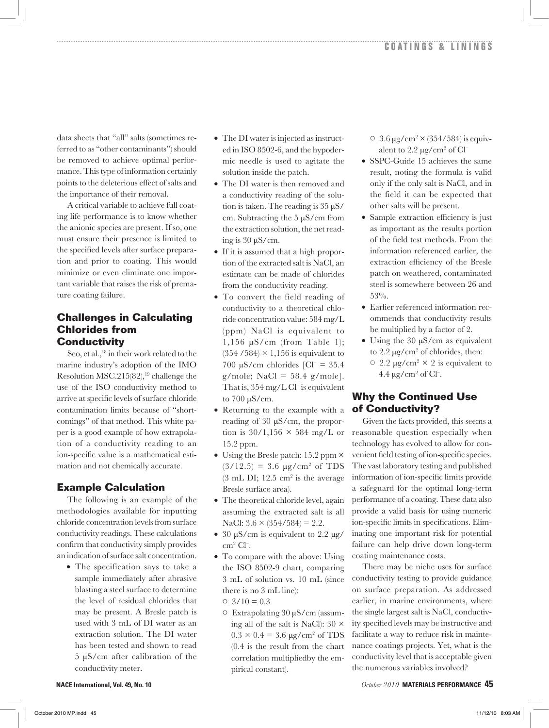data sheets that "all" salts (sometimes referred to as "other contaminants") should be removed to achieve optimal performance. This type of information certainly points to the deleterious effect of salts and the importance of their removal.

A critical variable to achieve full coating life performance is to know whether the anionic species are present. If so, one must ensure their presence is limited to the specified levels after surface preparation and prior to coating. This would minimize or even eliminate one important variable that raises the risk of premature coating failure.

## Challenges in Calculating Chlorides from Conductivity

Seo, et al.,[18] in their work related to the marine industry's adoption of the IMO Resolution MSC.215(82),[19] challenge the use of the ISO conductivity method to arrive at specific levels of surface chloride contamination limits because of "shortcomings" of that method. This white paper is a good example of how extrapolation of a conductivity reading to an ion-specific value is a mathematical estimation and not chemically accurate.

## Example Calculation

The following is an example of the methodologies available for inputting chloride concentration levels from surface conductivity readings. These calculations confirm that conductivity simply provides an indication of surface salt concentration.

- The specification says to take a sample immediately after abrasive blasting a steel surface to determine the level of residual chlorides that may be present. A Bresle patch is used with 3 mL of DI water as an extraction solution. The DI water has been tested and shown to read 5 μS/cm after calibration of the conductivity meter.
- The DI water is injected as instructed in ISO 8502-6, and the hypodermic needle is used to agitate the solution inside the patch.
- The DI water is then removed and a conductivity reading of the solution is taken. The reading is 35 μS/cm. Subtracting the 5 μS/cm from the extraction solution, the net reading is 30 μS/cm.
- If it is assumed that a high proportion of the extracted salt is NaCl, an estimate can be made of chlorides from the conductivity reading.
- To convert the field reading of conductivity to a theoretical chloride concentration value: 584 mg/L (ppm) NaCl is equivalent to 1,156 μS/cm (from Table 1); $(354/584) \times 1{,}156$ is equivalent to 700 μS/cm chlorides [$Cl^- = 35.4$ g/mole; NaCl = 58.4 g/mole]. That is, 354 mg/L $Cl^-$ is equivalent to 700 μS/cm.
- Returning to the example with a reading of 30 μS/cm, the proportion is $30/1{,}156 \times 584$ mg/L or 15.2 ppm.
- Using the Bresle patch: 15.2 ppm $\times (3/12.5) = 3.6$ μg/cm$^2$ of TDS (3 mL DI; 12.5 cm$^2$ is the average Bresle surface area).
- The theoretical chloride level, again assuming the extracted salt is all NaCl: $3.6 \times (354/584) = 2.2$.
- 30 μS/cm is equivalent to 2.2 μg/cm$^2$ $Cl^-$.
- To compare with the above: Using the ISO 8502-9 chart, comparing 3 mL of solution vs. 10 mL (since there is no 3 mL line):
  - $3/10 = 0.3$
  - Extrapolating 30 μS/cm (assuming all of the salt is NaCl): $30 \times 0.3 \times 0.4 = 3.6$ μg/cm$^2$ of TDS (0.4 is the result from the chart correlation multipliedby the empirical constant).
  - 3.6 μg/cm$^2$ $\times (354/584)$ is equivalent to 2.2 μg/cm$^2$ of $Cl^-$
- SSPC-Guide 15 achieves the same result, noting the formula is valid only if the only salt is NaCl, and in the field it can be expected that other salts will be present.
- Sample extraction efficiency is just as important as the results portion of the field test methods. From the information referenced earlier, the extraction efficiency of the Bresle patch on weathered, contaminated steel is somewhere between 26 and 53%.
- Earlier referenced information recommends that conductivity results be multiplied by a factor of 2.
- Using the 30 μS/cm as equivalent to 2.2 μg/cm$^2$ of chlorides, then:
  - 2.2 μg/cm$^2$ $\times$ 2 is equivalent to 4.4 μg/cm$^2$ of $Cl^-$.

## Why the Continued Use of Conductivity?

Given the facts provided, this seems a reasonable question especially when technology has evolved to allow for convenient field testing of ion-specific species. The vast laboratory testing and published information of ion-specific limits provide a safeguard for the optimal long-term performance of a coating. These data also provide a valid basis for using numeric ion-specific limits in specifications. Eliminating one important risk for potential failure can help drive down long-term coating maintenance costs.

There may be niche uses for surface conductivity testing to provide guidance on surface preparation. As addressed earlier, in marine environments, where the single largest salt is NaCl, conductivity specified levels may be instructive and facilitate a way to reduce risk in maintenance coatings projects. Yet, what is the conductivity level that is acceptable given the numerous variables involved?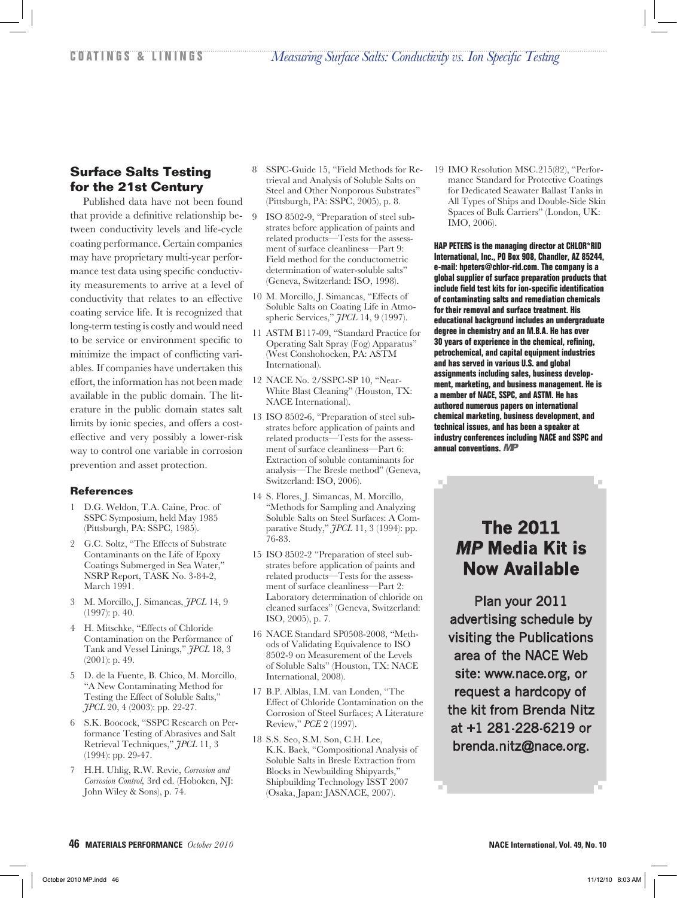### Surface Salts Testing for the 21st Century

Published data have not been found that provide a definitive relationship between conductivity levels and life-cycle coating performance. Certain companies may have proprietary multi-year performance test data using specific conductivity measurements to arrive at a level of conductivity that relates to an effective coating service life. It is recognized that long-term testing is costly and would need to be service or environment specific to minimize the impact of conflicting variables. If companies have undertaken this effort, the information has not been made available in the public domain. The literature in the public domain states salt limits by ionic species, and offers a cost-effective and very possibly a lower-risk way to control one variable in corrosion prevention and asset protection.

#### References

1. D.G. Weldon, T.A. Caine, Proc. of SSPC Symposium, held May 1985 (Pittsburgh, PA: SSPC, 1985).
2. G.C. Soltz, "The Effects of Substrate Contaminants on the Life of Epoxy Coatings Submerged in Sea Water," NSRP Report, TASK No. 3-84-2, March 1991.
3. M. Morcillo, J. Simancas, *JPCL* 14, 9 (1997): p. 40.
4. H. Mitschke, "Effects of Chloride Contamination on the Performance of Tank and Vessel Linings," *JPCL* 18, 3 (2001): p. 49.
5. D. de la Fuente, B. Chico, M. Morcillo, "A New Contaminating Method for Testing the Effect of Soluble Salts," *JPCL* 20, 4 (2003): pp. 22-27.
6. S.K. Boocock, "SSPC Research on Performance Testing of Abrasives and Salt Retrieval Techniques," *JPCL* 11, 3 (1994): pp. 29-47.
7. H.H. Uhlig, R.W. Revie, *Corrosion and Corrosion Control,* 3rd ed. (Hoboken, NJ: John Wiley & Sons), p. 74.
8. SSPC-Guide 15, "Field Methods for Retrieval and Analysis of Soluble Salts on Steel and Other Nonporous Substrates" (Pittsburgh, PA: SSPC, 2005), p. 8.
9. ISO 8502-9, "Preparation of steel substrates before application of paints and related products—Tests for the assessment of surface cleanliness—Part 9: Field method for the conductometric determination of water-soluble salts" (Geneva, Switzerland: ISO, 1998).
10. M. Morcillo, J. Simancas, "Effects of Soluble Salts on Coating Life in Atmospheric Services," *JPCL* 14, 9 (1997).
11. ASTM B117-09, "Standard Practice for Operating Salt Spray (Fog) Apparatus" (West Conshohocken, PA: ASTM International).
12. NACE No. 2/SSPC-SP 10, "Near-White Blast Cleaning" (Houston, TX: NACE International).
13. ISO 8502-6, "Preparation of steel substrates before application of paints and related products—Tests for the assessment of surface cleanliness—Part 6: Extraction of soluble contaminants for analysis—The Bresle method" (Geneva, Switzerland: ISO, 2006).
14. S. Flores, J. Simancas, M. Morcillo, "Methods for Sampling and Analyzing Soluble Salts on Steel Surfaces: A Comparative Study," *JPCL* 11, 3 (1994): pp. 76-83.
15. ISO 8502-2 "Preparation of steel substrates before application of paints and related products—Tests for the assessment of surface cleanliness—Part 2: Laboratory determination of chloride on cleaned surfaces" (Geneva, Switzerland: ISO, 2005), p. 7.
16. NACE Standard SP0508-2008, "Methods of Validating Equivalence to ISO 8502-9 on Measurement of the Levels of Soluble Salts" (Houston, TX: NACE International, 2008).
17. B.P. Alblas, I.M. van Londen, "The Effect of Chloride Contamination on the Corrosion of Steel Surfaces; A Literature Review," *PCE* 2 (1997).
18. S.S. Seo, S.M. Son, C.H. Lee, K.K. Baek, "Compositional Analysis of Soluble Salts in Bresle Extraction from Blocks in Newbuilding Shipyards," Shipbuilding Technology ISST 2007 (Osaka, Japan: JASNACE, 2007).
19. IMO Resolution MSC.215(82), "Performance Standard for Protective Coatings for Dedicated Seawater Ballast Tanks in All Types of Ships and Double-Side Skin Spaces of Bulk Carriers" (London, UK: IMO, 2006).

**HAP PETERS is the managing director at CHLOR\*RID International, Inc., PO Box 908, Chandler, AZ 85244, e-mail: hpeters@chlor-rid.com. The company is a global supplier of surface preparation products that include field test kits for ion-specific identification of contaminating salts and remediation chemicals for their removal and surface treatment. His educational background includes an undergraduate degree in chemistry and an M.B.A. He has over 30 years of experience in the chemical, refining, petrochemical, and capital equipment industries and has served in various U.S. and global assignments including sales, business development, marketing, and business management. He is a member of NACE, SSPC, and ASTM. He has authored numerous papers on international chemical marketing, business development, and technical issues, and has been a speaker at industry conferences including NACE and SSPC and annual conventions.** *MP*

**The 2011 *MP* Media Kit is Now Available**

Plan your 2011 advertising schedule by visiting the Publications area of the NACE Web site: www.nace.org, or request a hardcopy of the kit from Brenda Nitz at +1 281-228-6219 or brenda.nitz@nace.org.